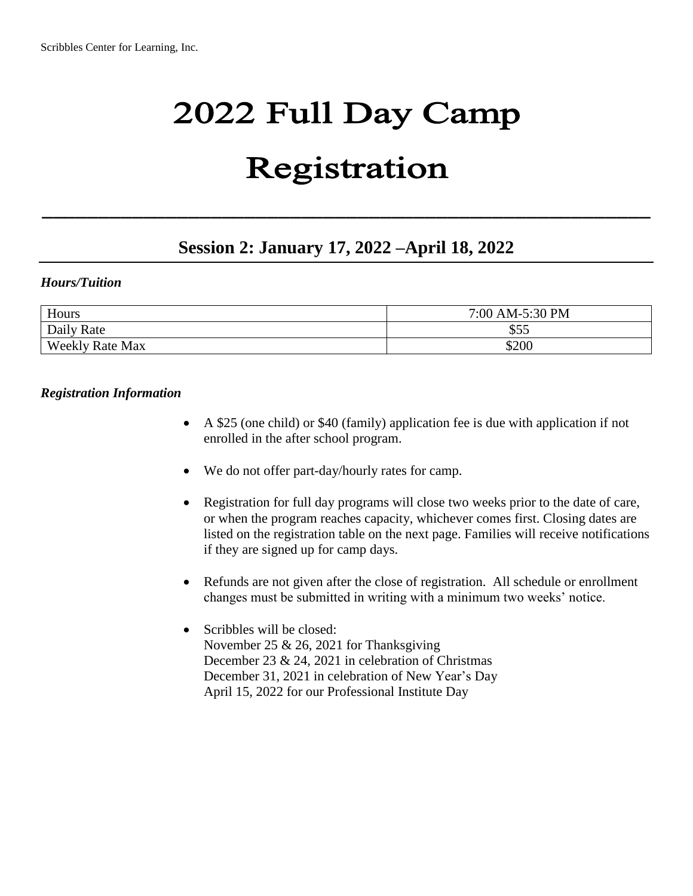# 2022 Full Day Camp Registration

## Session 2: January 17, 2022 –April 18, 2022

***Hours/Tuition***

| Hours | 7:00 AM-5:30 PM |
| --- | --- |
| Daily Rate | $55 |
| Weekly Rate Max | $200 |

***Registration Information***

- A $25 (one child) or $40 (family) application fee is due with application if not enrolled in the after school program.
- We do not offer part-day/hourly rates for camp.
- Registration for full day programs will close two weeks prior to the date of care, or when the program reaches capacity, whichever comes first. Closing dates are listed on the registration table on the next page. Families will receive notifications if they are signed up for camp days.
- Refunds are not given after the close of registration. All schedule or enrollment changes must be submitted in writing with a minimum two weeks' notice.
- Scribbles will be closed:
  November 25 & 26, 2021 for Thanksgiving
  December 23 & 24, 2021 in celebration of Christmas
  December 31, 2021 in celebration of New Year's Day
  April 15, 2022 for our Professional Institute Day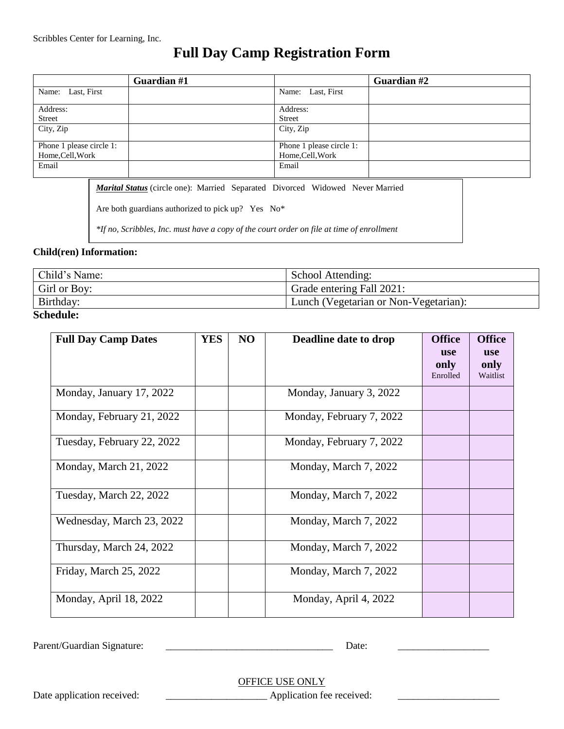Scribbles Center for Learning, Inc.

# Full Day Camp Registration Form

| | Guardian #1 | | Guardian #2 |
|---|---|---|---|
| Name: Last, First | | Name: Last, First | |
| Address: Street | | Address: Street | |
| City, Zip | | City, Zip | |
| Phone 1 please circle 1: Home,Cell,Work | | Phone 1 please circle 1: Home,Cell,Work | |
| Email | | Email | |

***Marital Status*** (circle one): Married Separated Divorced Widowed Never Married

Are both guardians authorized to pick up? Yes No*

*\*If no, Scribbles, Inc. must have a copy of the court order on file at time of enrollment*

**Child(ren) Information:**

| | |
|---|---|
| Child's Name: | School Attending: |
| Girl or Boy: | Grade entering Fall 2021: |
| Birthday: | Lunch (Vegetarian or Non-Vegetarian): |

**Schedule:**

| Full Day Camp Dates | YES | NO | Deadline date to drop | Office use only Enrolled | Office use only Waitlist |
|---|---|---|---|---|---|
| Monday, January 17, 2022 | | | Monday, January 3, 2022 | | |
| Monday, February 21, 2022 | | | Monday, February 7, 2022 | | |
| Tuesday, February 22, 2022 | | | Monday, February 7, 2022 | | |
| Monday, March 21, 2022 | | | Monday, March 7, 2022 | | |
| Tuesday, March 22, 2022 | | | Monday, March 7, 2022 | | |
| Wednesday, March 23, 2022 | | | Monday, March 7, 2022 | | |
| Thursday, March 24, 2022 | | | Monday, March 7, 2022 | | |
| Friday, March 25, 2022 | | | Monday, March 7, 2022 | | |
| Monday, April 18, 2022 | | | Monday, April 4, 2022 | | |

Parent/Guardian Signature: _________________________________ Date: __________________

OFFICE USE ONLY

Date application received: ____________________ Application fee received: ____________________